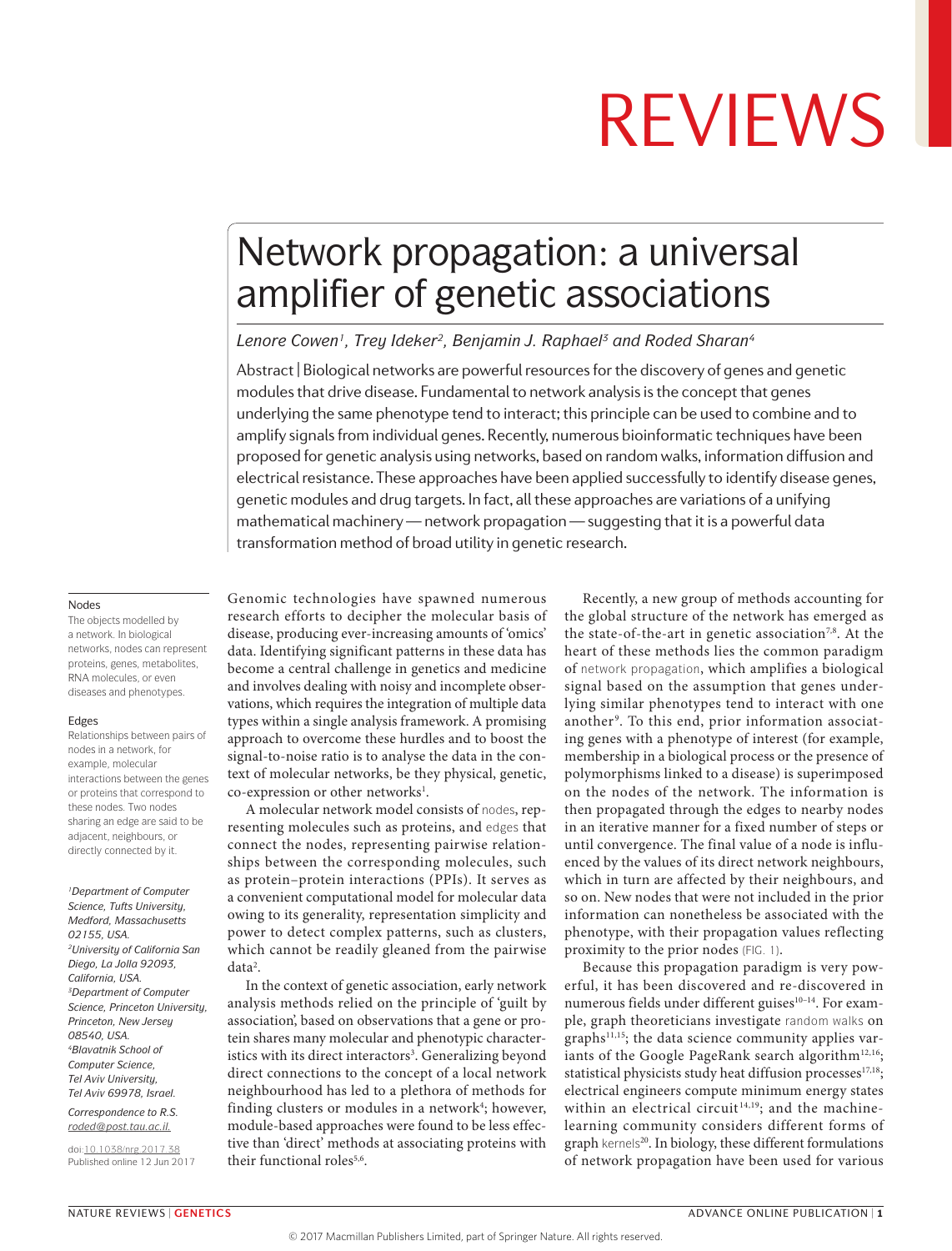# Network propagation: a universal amplifier of genetic associations

*Lenore Cowen[1], Trey Ideker[2], Benjamin J. Raphael[3] and Roded Sharan[4]*

Abstract | Biological networks are powerful resources for the discovery of genes and genetic modules that drive disease. Fundamental to network analysis is the concept that genes underlying the same phenotype tend to interact; this principle can be used to combine and to amplify signals from individual genes. Recently, numerous bioinformatic techniques have been proposed for genetic analysis using networks, based on random walks, information diffusion and electrical resistance. These approaches have been applied successfully to identify disease genes, genetic modules and drug targets. In fact, all these approaches are variations of a unifying mathematical machinery — network propagation — suggesting that it is a powerful data transformation method of broad utility in genetic research.

Genomic technologies have spawned numerous research efforts to decipher the molecular basis of disease, producing ever-increasing amounts of 'omics' data. Identifying significant patterns in these data has become a central challenge in genetics and medicine and involves dealing with noisy and incomplete observations, which requires the integration of multiple data types within a single analysis framework. A promising approach to overcome these hurdles and to boost the signal-to-noise ratio is to analyse the data in the context of molecular networks, be they physical, genetic, co-expression or other networks[1].

A molecular network model consists of nodes, representing molecules such as proteins, and edges that connect the nodes, representing pairwise relationships between the corresponding molecules, such as protein–protein interactions (PPIs). It serves as a convenient computational model for molecular data owing to its generality, representation simplicity and power to detect complex patterns, such as clusters, which cannot be readily gleaned from the pairwise data[2].

In the context of genetic association, early network analysis methods relied on the principle of 'guilt by association', based on observations that a gene or protein shares many molecular and phenotypic characteristics with its direct interactors[3]. Generalizing beyond direct connections to the concept of a local network neighbourhood has led to a plethora of methods for finding clusters or modules in a network[4]; however, module-based approaches were found to be less effective than 'direct' methods at associating proteins with their functional roles[5,6].

Recently, a new group of methods accounting for the global structure of the network has emerged as the state-of-the-art in genetic association[7,8]. At the heart of these methods lies the common paradigm of network propagation, which amplifies a biological signal based on the assumption that genes underlying similar phenotypes tend to interact with one another[9]. To this end, prior information associating genes with a phenotype of interest (for example, membership in a biological process or the presence of polymorphisms linked to a disease) is superimposed on the nodes of the network. The information is then propagated through the edges to nearby nodes in an iterative manner for a fixed number of steps or until convergence. The final value of a node is influenced by the values of its direct network neighbours, which in turn are affected by their neighbours, and so on. New nodes that were not included in the prior information can nonetheless be associated with the phenotype, with their propagation values reflecting proximity to the prior nodes (FIG. 1).

Because this propagation paradigm is very powerful, it has been discovered and re-discovered in numerous fields under different guises[10–14]. For example, graph theoreticians investigate random walks on graphs[11,15]; the data science community applies variants of the Google PageRank search algorithm[12,16]; statistical physicists study heat diffusion processes[17,18]; electrical engineers compute minimum energy states within an electrical circuit[14,19]; and the machine-learning community considers different forms of graph kernels[20]. In biology, these different formulations of network propagation have been used for various

**Nodes**
The objects modelled by a network. In biological networks, nodes can represent proteins, genes, metabolites, RNA molecules, or even diseases and phenotypes.

**Edges**
Relationships between pairs of nodes in a network, for example, molecular interactions between the genes or proteins that correspond to these nodes. Two nodes sharing an edge are said to be adjacent, neighbours, or directly connected by it.

*[1]Department of Computer Science, Tufts University, Medford, Massachusetts 02155, USA.*
*[2]University of California San Diego, La Jolla 92093, California, USA.*
*[3]Department of Computer Science, Princeton University, Princeton, New Jersey 08540, USA.*
*[4]Blavatnik School of Computer Science, Tel Aviv University, Tel Aviv 69978, Israel.*

*Correspondence to R.S.*
*roded@post.tau.ac.il*

doi:10.1038/nrg.2017.38
Published online 12 Jun 2017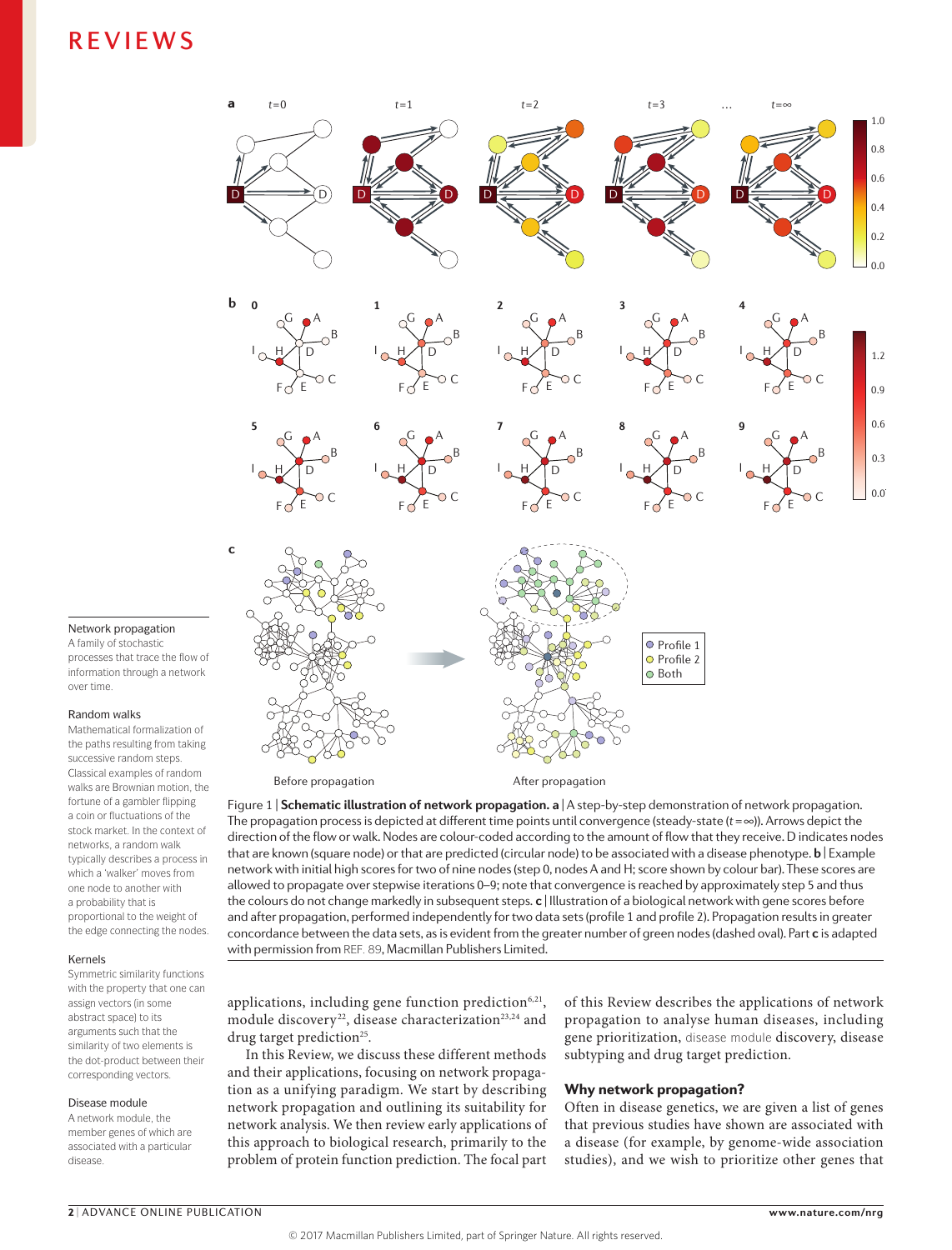Figure 1 | **Schematic illustration of network propagation. a** | A step-by-step demonstration of network propagation. The propagation process is depicted at different time points until convergence (steady-state ($t = \infty$)). Arrows depict the direction of the flow or walk. Nodes are colour-coded according to the amount of flow that they receive. D indicates nodes that are known (square node) or that are predicted (circular node) to be associated with a disease phenotype. **b** | Example network with initial high scores for two of nine nodes (step 0, nodes A and H; score shown by colour bar). These scores are allowed to propagate over stepwise iterations 0–9; note that convergence is reached by approximately step 5 and thus the colours do not change markedly in subsequent steps. **c** | Illustration of a biological network with gene scores before and after propagation, performed independently for two data sets (profile 1 and profile 2). Propagation results in greater concordance between the data sets, as is evident from the greater number of green nodes (dashed oval). Part **c** is adapted with permission from REF. 89, Macmillan Publishers Limited.

**Network propagation**
A family of stochastic processes that trace the flow of information through a network over time.

**Random walks**
Mathematical formalization of the paths resulting from taking successive random steps. Classical examples of random walks are Brownian motion, the fortune of a gambler flipping a coin or fluctuations of the stock market. In the context of networks, a random walk typically describes a process in which a 'walker' moves from one node to another with a probability that is proportional to the weight of the edge connecting the nodes.

**Kernels**
Symmetric similarity functions with the property that one can assign vectors (in some abstract space) to its arguments such that the similarity of two elements is the dot-product between their corresponding vectors.

**Disease module**
A network module, the member genes of which are associated with a particular disease.

applications, including gene function prediction[6,21], module discovery[22], disease characterization[23,24] and drug target prediction[25].

In this Review, we discuss these different methods and their applications, focusing on network propagation as a unifying paradigm. We start by describing network propagation and outlining its suitability for network analysis. We then review early applications of this approach to biological research, primarily to the problem of protein function prediction. The focal part of this Review describes the applications of network propagation to analyse human diseases, including gene prioritization, disease module discovery, disease subtyping and drug target prediction.

## Why network propagation?

Often in disease genetics, we are given a list of genes that previous studies have shown are associated with a disease (for example, by genome-wide association studies), and we wish to prioritize other genes that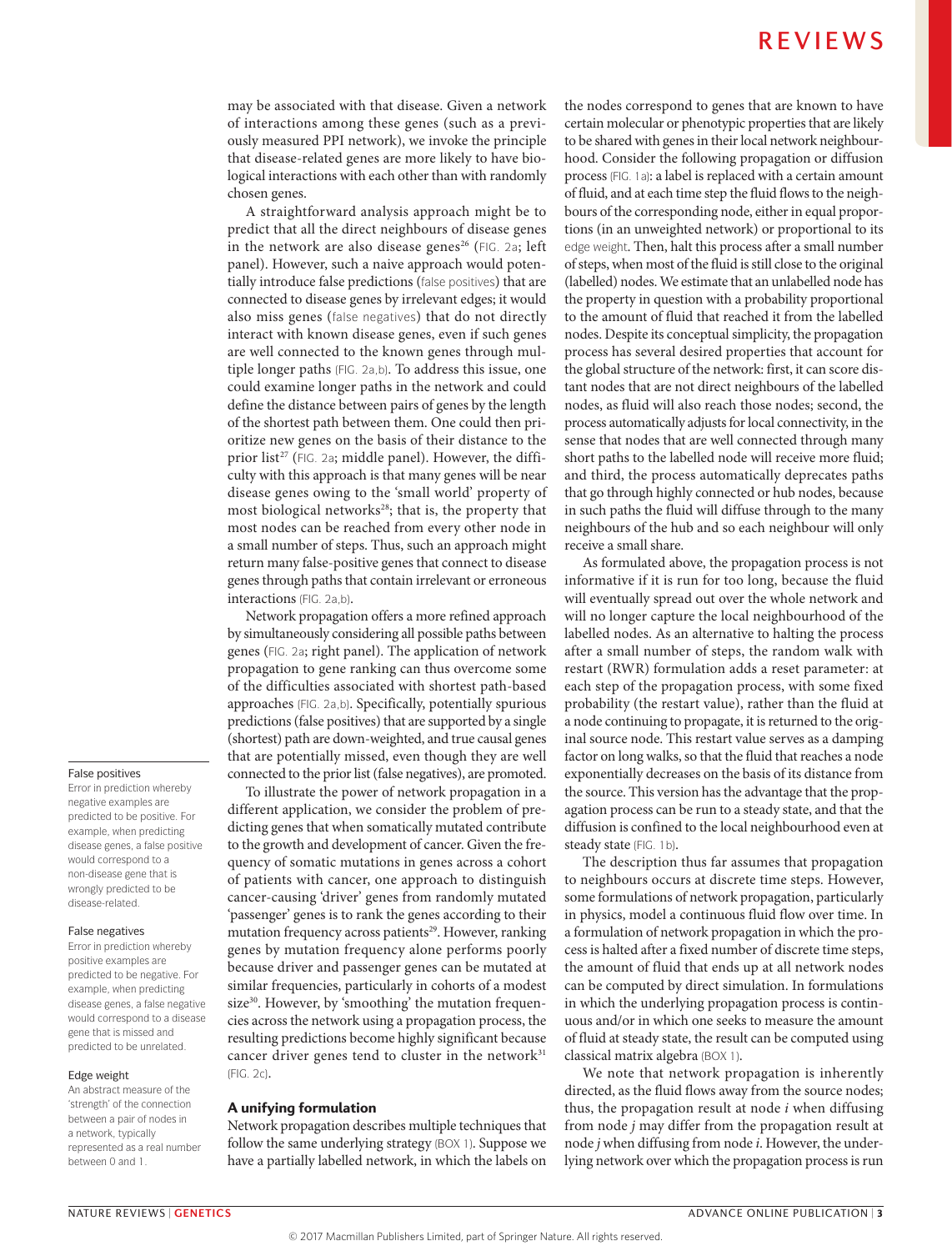may be associated with that disease. Given a network of interactions among these genes (such as a previously measured PPI network), we invoke the principle that disease-related genes are more likely to have biological interactions with each other than with randomly chosen genes.

A straightforward analysis approach might be to predict that all the direct neighbours of disease genes in the network are also disease genes[26] (FIG. 2a; left panel). However, such a naive approach would potentially introduce false predictions (false positives) that are connected to disease genes by irrelevant edges; it would also miss genes (false negatives) that do not directly interact with known disease genes, even if such genes are well connected to the known genes through multiple longer paths (FIG. 2a,b). To address this issue, one could examine longer paths in the network and could define the distance between pairs of genes by the length of the shortest path between them. One could then prioritize new genes on the basis of their distance to the prior list[27] (FIG. 2a; middle panel). However, the difficulty with this approach is that many genes will be near disease genes owing to the 'small world' property of most biological networks[28]; that is, the property that most nodes can be reached from every other node in a small number of steps. Thus, such an approach might return many false-positive genes that connect to disease genes through paths that contain irrelevant or erroneous interactions (FIG. 2a,b).

Network propagation offers a more refined approach by simultaneously considering all possible paths between genes (FIG. 2a; right panel). The application of network propagation to gene ranking can thus overcome some of the difficulties associated with shortest path-based approaches (FIG. 2a,b). Specifically, potentially spurious predictions (false positives) that are supported by a single (shortest) path are down-weighted, and true causal genes that are potentially missed, even though they are well connected to the prior list (false negatives), are promoted.

To illustrate the power of network propagation in a different application, we consider the problem of predicting genes that when somatically mutated contribute to the growth and development of cancer. Given the frequency of somatic mutations in genes across a cohort of patients with cancer, one approach to distinguish cancer-causing 'driver' genes from randomly mutated 'passenger' genes is to rank the genes according to their mutation frequency across patients[29]. However, ranking genes by mutation frequency alone performs poorly because driver and passenger genes can be mutated at similar frequencies, particularly in cohorts of a modest size[30]. However, by 'smoothing' the mutation frequencies across the network using a propagation process, the resulting predictions become highly significant because cancer driver genes tend to cluster in the network[31] (FIG. 2c).

## A unifying formulation

Network propagation describes multiple techniques that follow the same underlying strategy (BOX 1). Suppose we have a partially labelled network, in which the labels on the nodes correspond to genes that are known to have certain molecular or phenotypic properties that are likely to be shared with genes in their local network neighbourhood. Consider the following propagation or diffusion process (FIG. 1a): a label is replaced with a certain amount of fluid, and at each time step the fluid flows to the neighbours of the corresponding node, either in equal proportions (in an unweighted network) or proportional to its edge weight. Then, halt this process after a small number of steps, when most of the fluid is still close to the original (labelled) nodes. We estimate that an unlabelled node has the property in question with a probability proportional to the amount of fluid that reached it from the labelled nodes. Despite its conceptual simplicity, the propagation process has several desired properties that account for the global structure of the network: first, it can score distant nodes that are not direct neighbours of the labelled nodes, as fluid will also reach those nodes; second, the process automatically adjusts for local connectivity, in the sense that nodes that are well connected through many short paths to the labelled node will receive more fluid; and third, the process automatically deprecates paths that go through highly connected or hub nodes, because in such paths the fluid will diffuse through to the many neighbours of the hub and so each neighbour will only receive a small share.

As formulated above, the propagation process is not informative if it is run for too long, because the fluid will eventually spread out over the whole network and will no longer capture the local neighbourhood of the labelled nodes. As an alternative to halting the process after a small number of steps, the random walk with restart (RWR) formulation adds a reset parameter: at each step of the propagation process, with some fixed probability (the restart value), rather than the fluid at a node continuing to propagate, it is returned to the original source node. This restart value serves as a damping factor on long walks, so that the fluid that reaches a node exponentially decreases on the basis of its distance from the source. This version has the advantage that the propagation process can be run to a steady state, and that the diffusion is confined to the local neighbourhood even at steady state (FIG. 1b).

The description thus far assumes that propagation to neighbours occurs at discrete time steps. However, some formulations of network propagation, particularly in physics, model a continuous fluid flow over time. In a formulation of network propagation in which the process is halted after a fixed number of discrete time steps, the amount of fluid that ends up at all network nodes can be computed by direct simulation. In formulations in which the underlying propagation process is continuous and/or in which one seeks to measure the amount of fluid at steady state, the result can be computed using classical matrix algebra (BOX 1).

We note that network propagation is inherently directed, as the fluid flows away from the source nodes; thus, the propagation result at node $i$ when diffusing from node $j$ may differ from the propagation result at node $j$ when diffusing from node $i$. However, the underlying network over which the propagation process is run

**False positives**
Error in prediction whereby negative examples are predicted to be positive. For example, when predicting disease genes, a false positive would correspond to a non-disease gene that is wrongly predicted to be disease-related.

**False negatives**
Error in prediction whereby positive examples are predicted to be negative. For example, when predicting disease genes, a false negative would correspond to a disease gene that is missed and predicted to be unrelated.

**Edge weight**
An abstract measure of the 'strength' of the connection between a pair of nodes in a network, typically represented as a real number between 0 and 1.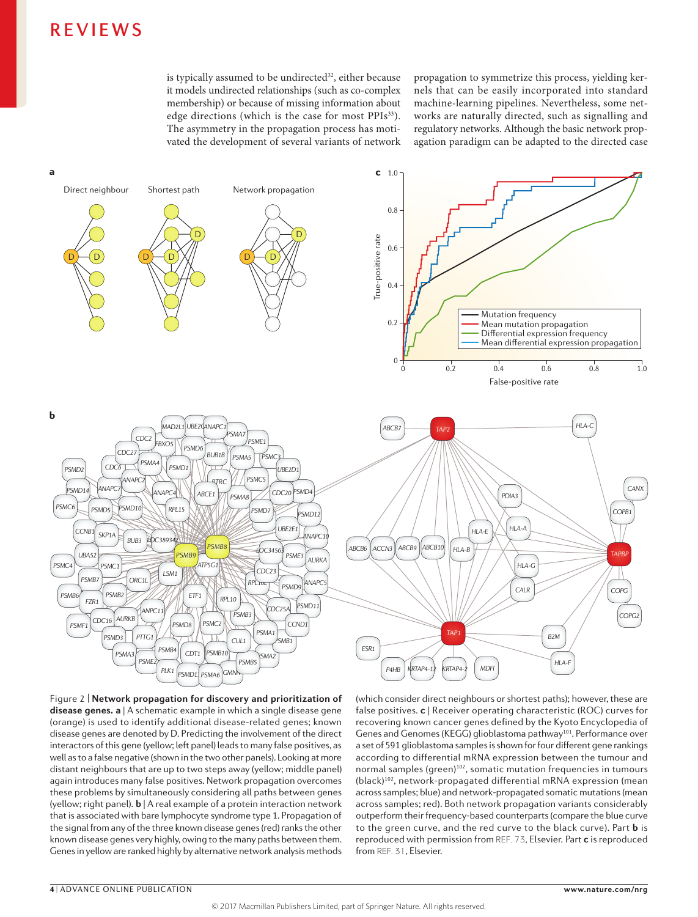is typically assumed to be undirected[32], either because it models undirected relationships (such as co-complex membership) or because of missing information about edge directions (which is the case for most PPIs[33]). The asymmetry in the propagation process has motivated the development of several variants of network propagation to symmetrize this process, yielding kernels that can be easily incorporated into standard machine-learning pipelines. Nevertheless, some networks are naturally directed, such as signalling and regulatory networks. Although the basic network propagation paradigm can be adapted to the directed case

Figure 2 | **Network propagation for discovery and prioritization of disease genes. a** | A schematic example in which a single disease gene (orange) is used to identify additional disease-related genes; known disease genes are denoted by D. Predicting the involvement of the direct interactors of this gene (yellow; left panel) leads to many false positives, as well as to a false negative (shown in the two other panels). Looking at more distant neighbours that are up to two steps away (yellow; middle panel) again introduces many false positives. Network propagation overcomes these problems by simultaneously considering all paths between genes (yellow; right panel). **b** | A real example of a protein interaction network that is associated with bare lymphocyte syndrome type 1. Propagation of the signal from any of the three known disease genes (red) ranks the other known disease genes very highly, owing to the many paths between them. Genes in yellow are ranked highly by alternative network analysis methods (which consider direct neighbours or shortest paths); however, these are false positives. **c** | Receiver operating characteristic (ROC) curves for recovering known cancer genes defined by the Kyoto Encyclopedia of Genes and Genomes (KEGG) glioblastoma pathway[101]. Performance over a set of 591 glioblastoma samples is shown for four different gene rankings according to differential mRNA expression between the tumour and normal samples (green)[102], somatic mutation frequencies in tumours (black)[102], network-propagated differential mRNA expression (mean across samples; blue) and network-propagated somatic mutations (mean across samples; red). Both network propagation variants considerably outperform their frequency-based counterparts (compare the blue curve to the green curve, and the red curve to the black curve). Part **b** is reproduced with permission from REF. 73, Elsevier. Part **c** is reproduced from REF. 31, Elsevier.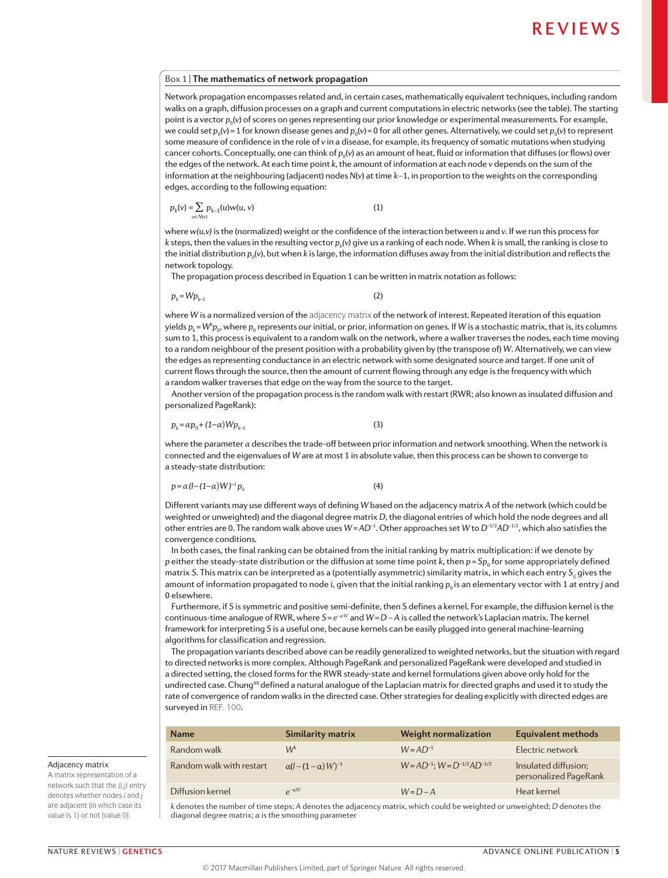## Box 1 | The mathematics of network propagation

Network propagation encompasses related and, in certain cases, mathematically equivalent techniques, including random walks on a graph, diffusion processes on a graph and current computations in electric networks (see the table). The starting point is a vector $p_0(v)$ of scores on genes representing our prior knowledge or experimental measurements. For example, we could set $p_0(v) = 1$ for known disease genes and $p_0(v) = 0$ for all other genes. Alternatively, we could set $p_0(v)$ to represent some measure of confidence in the role of $v$ in a disease, for example, its frequency of somatic mutations when studying cancer cohorts. Conceptually, one can think of $p_0(v)$ as an amount of heat, fluid or information that diffuses (or flows) over the edges of the network. At each time point $k$, the amount of information at each node $v$ depends on the sum of the information at the neighbouring (adjacent) nodes $N(v)$ at time $k$–1, in proportion to the weights on the corresponding edges, according to the following equation:

$$p_k(v) = \sum_{u \in N(v)} p_{k-1}(u) w(u, v) \quad (1)$$

where $w(u,v)$ is the (normalized) weight or the confidence of the interaction between $u$ and $v$. If we run this process for $k$ steps, then the values in the resulting vector $p_k(v)$ give us a ranking of each node. When $k$ is small, the ranking is close to the initial distribution $p_0(v)$, but when $k$ is large, the information diffuses away from the initial distribution and reflects the network topology.

The propagation process described in Equation 1 can be written in matrix notation as follows:

$$p_k = W p_{k-1} \quad (2)$$

where $W$ is a normalized version of the adjacency matrix of the network of interest. Repeated iteration of this equation yields $p_k = W^k p_0$, where $p_0$ represents our initial, or prior, information on genes. If $W$ is a stochastic matrix, that is, its columns sum to 1, this process is equivalent to a random walk on the network, where a walker traverses the nodes, each time moving to a random neighbour of the present position with a probability given by (the transpose of) $W$. Alternatively, we can view the edges as representing conductance in an electric network with some designated source and target. If one unit of current flows through the source, then the amount of current flowing through any edge is the frequency with which a random walker traverses that edge on the way from the source to the target.

Another version of the propagation process is the random walk with restart (RWR; also known as insulated diffusion and personalized PageRank):

$$p_k = \alpha p_0 + (1-\alpha) W p_{k-1} \quad (3)$$

where the parameter $\alpha$ describes the trade-off between prior information and network smoothing. When the network is connected and the eigenvalues of $W$ are at most 1 in absolute value, then this process can be shown to converge to a steady-state distribution:

$$p = \alpha (I-(1-\alpha)W)^{-1} p_0 \quad (4)$$

Different variants may use different ways of defining $W$ based on the adjacency matrix $A$ of the network (which could be weighted or unweighted) and the diagonal degree matrix $D$, the diagonal entries of which hold the node degrees and all other entries are 0. The random walk above uses $W = AD^{-1}$. Other approaches set $W$ to $D^{-1/2}AD^{-1/2}$, which also satisfies the convergence conditions.

In both cases, the final ranking can be obtained from the initial ranking by matrix multiplication: if we denote by $p$ either the steady-state distribution or the diffusion at some time point $k$, then $p = Sp_0$ for some appropriately defined matrix $S$. This matrix can be interpreted as a (potentially asymmetric) similarity matrix, in which each entry $S_{ij}$ gives the amount of information propagated to node $i$, given that the initial ranking $p_0$ is an elementary vector with 1 at entry $j$ and 0 elsewhere.

Furthermore, if $S$ is symmetric and positive semi-definite, then $S$ defines a kernel. For example, the diffusion kernel is the continuous-time analogue of RWR, where $S = e^{-\alpha W}$ and $W = D - A$ is called the network's Laplacian matrix. The kernel framework for interpreting $S$ is a useful one, because kernels can be easily plugged into general machine-learning algorithms for classification and regression.

The propagation variants described above can be readily generalized to weighted networks, but the situation with regard to directed networks is more complex. Although PageRank and personalized PageRank were developed and studied in a directed setting, the closed forms for the RWR steady-state and kernel formulations given above only hold for the undirected case. Chung[99] defined a natural analogue of the Laplacian matrix for directed graphs and used it to study the rate of convergence of random walks in the directed case. Other strategies for dealing explicitly with directed edges are surveyed in REF. 100.

| Name | Similarity matrix | Weight normalization | Equivalent methods |
|---|---|---|---|
| Random walk | $W^k$ | $W = AD^{-1}$ | Electric network |
| Random walk with restart | $\alpha(I-(1-\alpha)W)^{-1}$ | $W = AD^{-1}$; $W = D^{-1/2}AD^{-1/2}$ | Insulated diffusion; personalized PageRank |
| Diffusion kernel | $e^{-\alpha W}$ | $W = D - A$ | Heat kernel |

$k$ denotes the number of time steps; $A$ denotes the adjacency matrix, which could be weighted or unweighted; $D$ denotes the diagonal degree matrix; $\alpha$ is the smoothing parameter

**Adjacency matrix**
A matrix representation of a network such that the $(i,j)$ entry denotes whether nodes $i$ and $j$ are adjacent (in which case its value is 1) or not (value 0).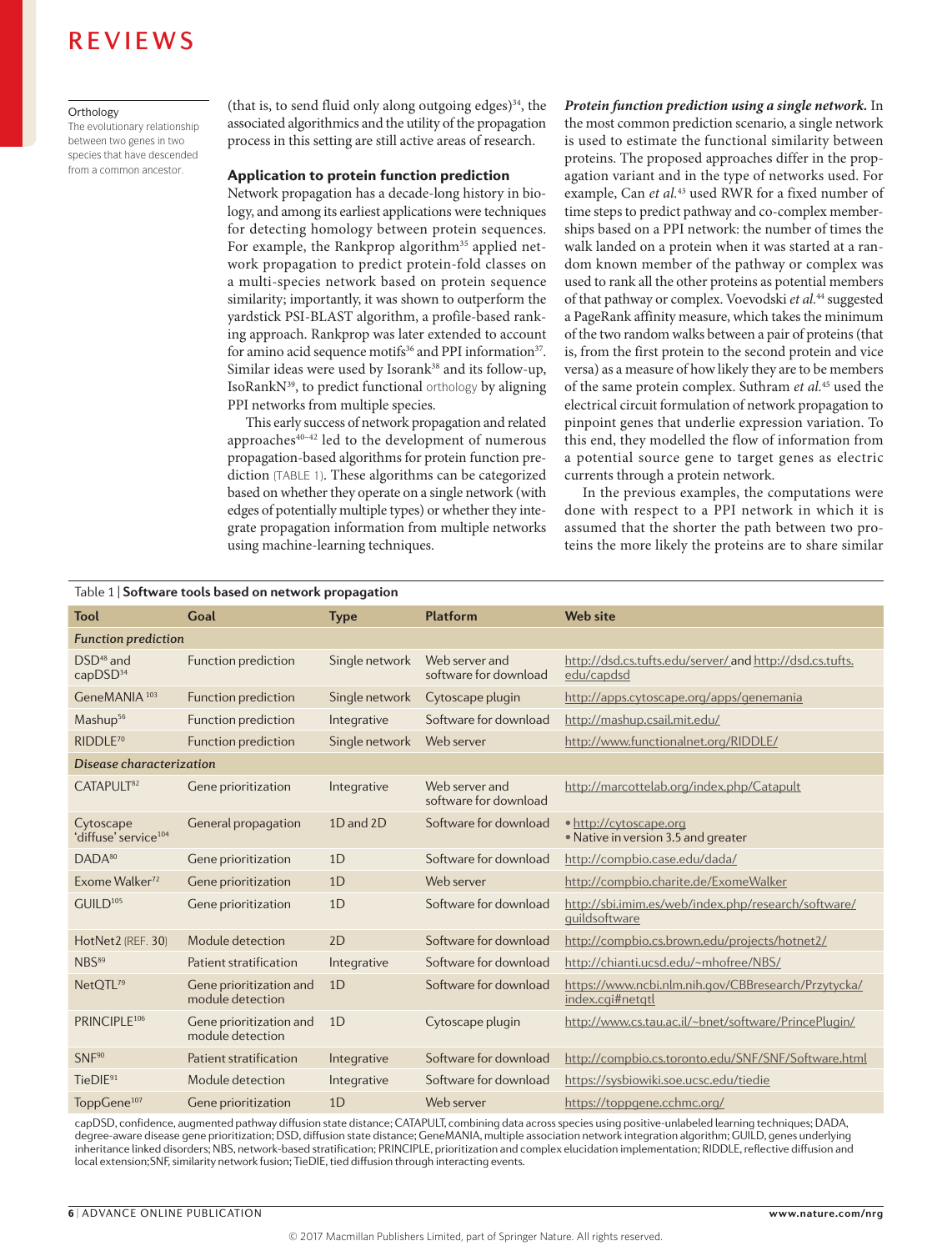Orthology
The evolutionary relationship between two genes in two species that have descended from a common ancestor.

(that is, to send fluid only along outgoing edges)[34], the associated algorithmics and the utility of the propagation process in this setting are still active areas of research.

### Application to protein function prediction

Network propagation has a decade-long history in biology, and among its earliest applications were techniques for detecting homology between protein sequences. For example, the Rankprop algorithm[35] applied network propagation to predict protein-fold classes on a multi-species network based on protein sequence similarity; importantly, it was shown to outperform the yardstick PSI-BLAST algorithm, a profile-based ranking approach. Rankprop was later extended to account for amino acid sequence motifs[36] and PPI information[37]. Similar ideas were used by Isorank[38] and its follow-up, IsoRankN[39], to predict functional orthology by aligning PPI networks from multiple species.

This early success of network propagation and related approaches[40–42] led to the development of numerous propagation-based algorithms for protein function prediction (TABLE 1). These algorithms can be categorized based on whether they operate on a single network (with edges of potentially multiple types) or whether they integrate propagation information from multiple networks using machine-learning techniques.

***Protein function prediction using a single network.*** In the most common prediction scenario, a single network is used to estimate the functional similarity between proteins. The proposed approaches differ in the propagation variant and in the type of networks used. For example, Can *et al.*[43] used RWR for a fixed number of time steps to predict pathway and co-complex memberships based on a PPI network: the number of times the walk landed on a protein when it was started at a random known member of the pathway or complex was used to rank all the other proteins as potential members of that pathway or complex. Voevodski *et al.*[44] suggested a PageRank affinity measure, which takes the minimum of the two random walks between a pair of proteins (that is, from the first protein to the second protein and vice versa) as a measure of how likely they are to be members of the same protein complex. Suthram *et al.*[45] used the electrical circuit formulation of network propagation to pinpoint genes that underlie expression variation. To this end, they modelled the flow of information from a potential source gene to target genes as electric currents through a protein network.

In the previous examples, the computations were done with respect to a PPI network in which it is assumed that the shorter the path between two proteins the more likely the proteins are to share similar

Table 1 | **Software tools based on network propagation**

| Tool | Goal | Type | Platform | Web site |
|---|---|---|---|---|
| ***Function prediction*** | | | | |
| DSD[48] and capDSD[34] | Function prediction | Single network | Web server and software for download | http://dsd.cs.tufts.edu/server/ and http://dsd.cs.tufts.edu/capdsd |
| GeneMANIA [103] | Function prediction | Single network | Cytoscape plugin | http://apps.cytoscape.org/apps/genemania |
| Mashup[56] | Function prediction | Integrative | Software for download | http://mashup.csail.mit.edu/ |
| RIDDLE[70] | Function prediction | Single network | Web server | http://www.functionalnet.org/RIDDLE/ |
| ***Disease characterization*** | | | | |
| CATAPULT[82] | Gene prioritization | Integrative | Web server and software for download | http://marcottelab.org/index.php/Catapult |
| Cytoscape 'diffuse' service[104] | General propagation | 1D and 2D | Software for download | • http://cytoscape.org<br>• Native in version 3.5 and greater |
| DADA[80] | Gene prioritization | 1D | Software for download | http://compbio.case.edu/dada/ |
| Exome Walker[72] | Gene prioritization | 1D | Web server | http://compbio.charite.de/ExomeWalker |
| GUILD[105] | Gene prioritization | 1D | Software for download | http://sbi.imim.es/web/index.php/research/software/guildsoftware |
| HotNet2 (REF. 30) | Module detection | 2D | Software for download | http://compbio.cs.brown.edu/projects/hotnet2/ |
| NBS[89] | Patient stratification | Integrative | Software for download | http://chianti.ucsd.edu/~mhofree/NBS/ |
| NetQTL[79] | Gene prioritization and module detection | 1D | Software for download | https://www.ncbi.nlm.nih.gov/CBBresearch/Przytycka/index.cgi#netqtl |
| PRINCIPLE[106] | Gene prioritization and module detection | 1D | Cytoscape plugin | http://www.cs.tau.ac.il/~bnet/software/PrincePlugin/ |
| SNF[90] | Patient stratification | Integrative | Software for download | http://compbio.cs.toronto.edu/SNF/SNF/Software.html |
| TieDIE[91] | Module detection | Integrative | Software for download | https://sysbiowiki.soe.ucsc.edu/tiedie |
| ToppGene[107] | Gene prioritization | 1D | Web server | https://toppgene.cchmc.org/ |

capDSD, confidence, augmented pathway diffusion state distance; CATAPULT, combining data across species using positive-unlabeled learning techniques; DADA, degree-aware disease gene prioritization; DSD, diffusion state distance; GeneMANIA, multiple association network integration algorithm; GUILD, genes underlying inheritance linked disorders; NBS, network-based stratification; PRINCIPLE, prioritization and complex elucidation implementation; RIDDLE, reflective diffusion and local extension;SNF, similarity network fusion; TieDIE, tied diffusion through interacting events.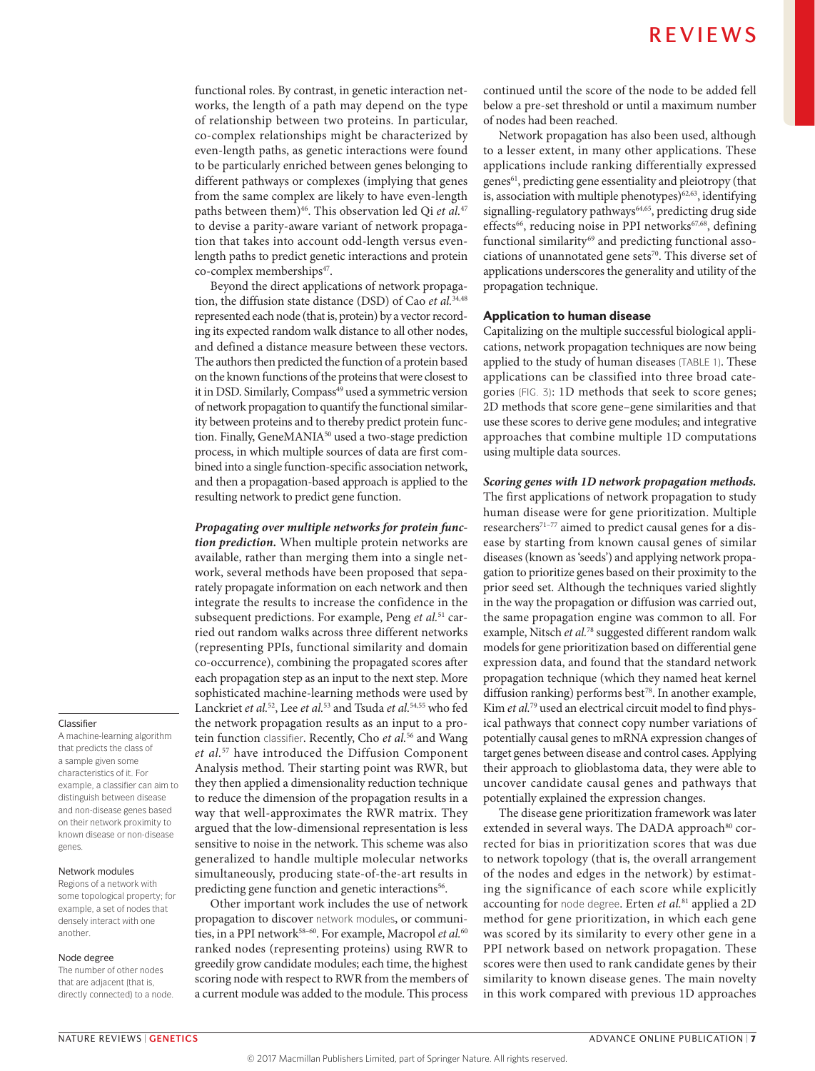functional roles. By contrast, in genetic interaction networks, the length of a path may depend on the type of relationship between two proteins. In particular, co-complex relationships might be characterized by even-length paths, as genetic interactions were found to be particularly enriched between genes belonging to different pathways or complexes (implying that genes from the same complex are likely to have even-length paths between them)[46]. This observation led Qi *et al.*[47] to devise a parity-aware variant of network propagation that takes into account odd-length versus even-length paths to predict genetic interactions and protein co-complex memberships[47].

Beyond the direct applications of network propagation, the diffusion state distance (DSD) of Cao *et al.*[34,48] represented each node (that is, protein) by a vector recording its expected random walk distance to all other nodes, and defined a distance measure between these vectors. The authors then predicted the function of a protein based on the known functions of the proteins that were closest to it in DSD. Similarly, Compass[49] used a symmetric version of network propagation to quantify the functional similarity between proteins and to thereby predict protein function. Finally, GeneMANIA[50] used a two-stage prediction process, in which multiple sources of data are first combined into a single function-specific association network, and then a propagation-based approach is applied to the resulting network to predict gene function.

***Propagating over multiple networks for protein function prediction.*** When multiple protein networks are available, rather than merging them into a single network, several methods have been proposed that separately propagate information on each network and then integrate the results to increase the confidence in the subsequent predictions. For example, Peng *et al.*[51] carried out random walks across three different networks (representing PPIs, functional similarity and domain co-occurrence), combining the propagated scores after each propagation step as an input to the next step. More sophisticated machine-learning methods were used by Lanckriet *et al.*[52], Lee *et al.*[53] and Tsuda *et al.*[54,55] who fed the network propagation results as an input to a protein function classifier. Recently, Cho *et al.*[56] and Wang *et al.*[57] have introduced the Diffusion Component Analysis method. Their starting point was RWR, but they then applied a dimensionality reduction technique to reduce the dimension of the propagation results in a way that well-approximates the RWR matrix. They argued that the low-dimensional representation is less sensitive to noise in the network. This scheme was also generalized to handle multiple molecular networks simultaneously, producing state-of-the-art results in predicting gene function and genetic interactions[56].

Other important work includes the use of network propagation to discover network modules, or communities, in a PPI network[58–60]. For example, Macropol *et al.*[60] ranked nodes (representing proteins) using RWR to greedily grow candidate modules; each time, the highest scoring node with respect to RWR from the members of a current module was added to the module. This process continued until the score of the node to be added fell below a pre-set threshold or until a maximum number of nodes had been reached.

Network propagation has also been used, although to a lesser extent, in many other applications. These applications include ranking differentially expressed genes[61], predicting gene essentiality and pleiotropy (that is, association with multiple phenotypes)[62,63], identifying signalling-regulatory pathways[64,65], predicting drug side effects[66], reducing noise in PPI networks[67,68], defining functional similarity[69] and predicting functional associations of unannotated gene sets[70]. This diverse set of applications underscores the generality and utility of the propagation technique.

## Application to human disease

Capitalizing on the multiple successful biological applications, network propagation techniques are now being applied to the study of human diseases (TABLE 1). These applications can be classified into three broad categories (FIG. 3): 1D methods that seek to score genes; 2D methods that score gene–gene similarities and that use these scores to derive gene modules; and integrative approaches that combine multiple 1D computations using multiple data sources.

***Scoring genes with 1D network propagation methods.*** The first applications of network propagation to study human disease were for gene prioritization. Multiple researchers[71–77] aimed to predict causal genes for a disease by starting from known causal genes of similar diseases (known as 'seeds') and applying network propagation to prioritize genes based on their proximity to the prior seed set. Although the techniques varied slightly in the way the propagation or diffusion was carried out, the same propagation engine was common to all. For example, Nitsch *et al.*[78] suggested different random walk models for gene prioritization based on differential gene expression data, and found that the standard network propagation technique (which they named heat kernel diffusion ranking) performs best[78]. In another example, Kim *et al.*[79] used an electrical circuit model to find physical pathways that connect copy number variations of potentially causal genes to mRNA expression changes of target genes between disease and control cases. Applying their approach to glioblastoma data, they were able to uncover candidate causal genes and pathways that potentially explained the expression changes.

The disease gene prioritization framework was later extended in several ways. The DADA approach[80] corrected for bias in prioritization scores that was due to network topology (that is, the overall arrangement of the nodes and edges in the network) by estimating the significance of each score while explicitly accounting for node degree. Erten *et al.*[81] applied a 2D method for gene prioritization, in which each gene was scored by its similarity to every other gene in a PPI network based on network propagation. These scores were then used to rank candidate genes by their similarity to known disease genes. The main novelty in this work compared with previous 1D approaches

**Classifier**
A machine-learning algorithm that predicts the class of a sample given some characteristics of it. For example, a classifier can aim to distinguish between disease and non-disease genes based on their network proximity to known disease or non-disease genes.

**Network modules**
Regions of a network with some topological property; for example, a set of nodes that densely interact with one another.

**Node degree**
The number of other nodes that are adjacent (that is, directly connected) to a node.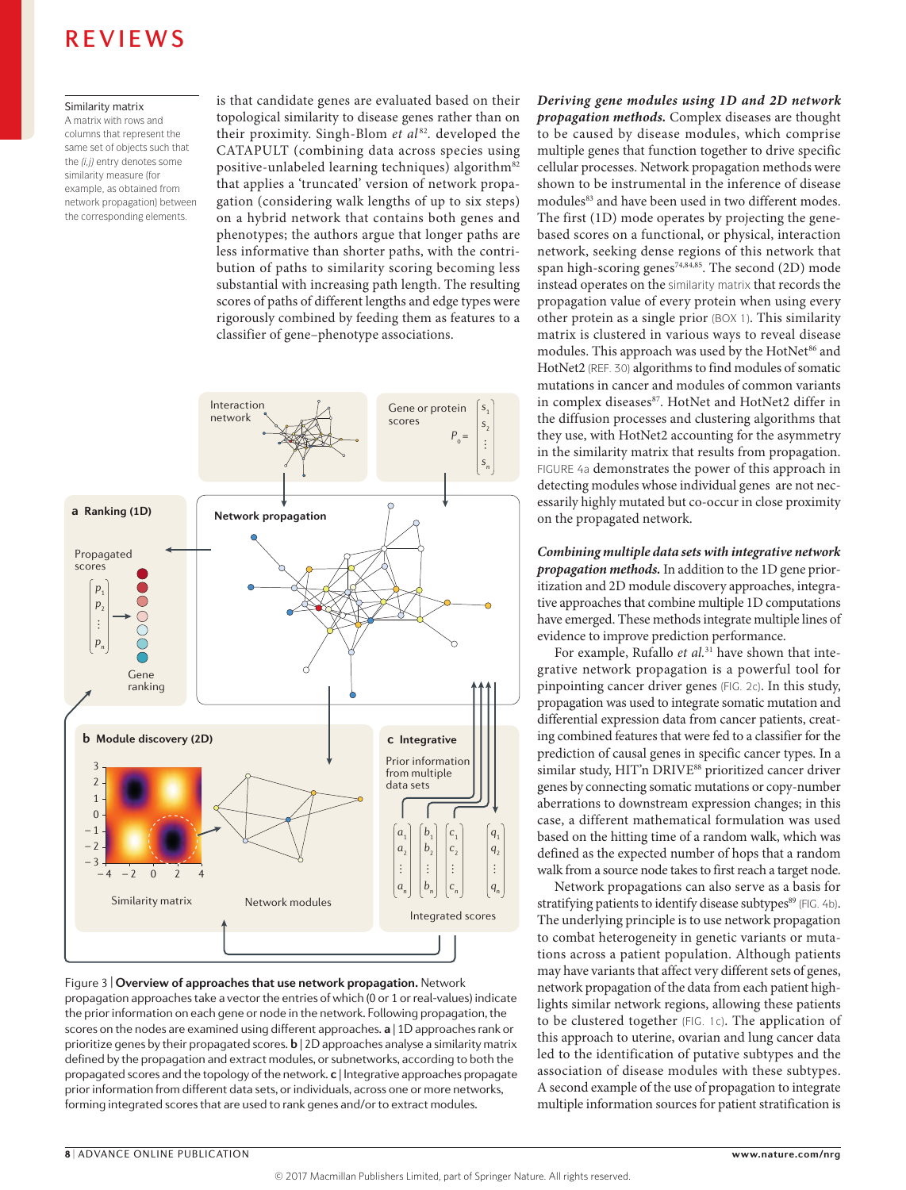**Similarity matrix**
A matrix with rows and columns that represent the same set of objects such that the *(i,j)* entry denotes some similarity measure (for example, as obtained from network propagation) between the corresponding elements.

is that candidate genes are evaluated based on their topological similarity to disease genes rather than on their proximity. Singh-Blom *et al*[82]. developed the CATAPULT (combining data across species using positive-unlabeled learning techniques) algorithm[82] that applies a 'truncated' version of network propagation (considering walk lengths of up to six steps) on a hybrid network that contains both genes and phenotypes; the authors argue that longer paths are less informative than shorter paths, with the contribution of paths to similarity scoring becoming less substantial with increasing path length. The resulting scores of paths of different lengths and edge types were rigorously combined by feeding them as features to a classifier of gene–phenotype associations.

Figure 3 | **Overview of approaches that use network propagation.** Network propagation approaches take a vector the entries of which (0 or 1 or real-values) indicate the prior information on each gene or node in the network. Following propagation, the scores on the nodes are examined using different approaches. **a** | 1D approaches rank or prioritize genes by their propagated scores. **b** | 2D approaches analyse a similarity matrix defined by the propagation and extract modules, or subnetworks, according to both the propagated scores and the topology of the network. **c** | Integrative approaches propagate prior information from different data sets, or individuals, across one or more networks, forming integrated scores that are used to rank genes and/or to extract modules.

***Deriving gene modules using 1D and 2D network propagation methods.*** Complex diseases are thought to be caused by disease modules, which comprise multiple genes that function together to drive specific cellular processes. Network propagation methods were shown to be instrumental in the inference of disease modules[83] and have been used in two different modes. The first (1D) mode operates by projecting the gene-based scores on a functional, or physical, interaction network, seeking dense regions of this network that span high-scoring genes[74,84,85]. The second (2D) mode instead operates on the similarity matrix that records the propagation value of every protein when using every other protein as a single prior (BOX 1). This similarity matrix is clustered in various ways to reveal disease modules. This approach was used by the HotNet[86] and HotNet2 (REF. 30) algorithms to find modules of somatic mutations in cancer and modules of common variants in complex diseases[87]. HotNet and HotNet2 differ in the diffusion processes and clustering algorithms that they use, with HotNet2 accounting for the asymmetry in the similarity matrix that results from propagation. FIGURE 4a demonstrates the power of this approach in detecting modules whose individual genes are not necessarily highly mutated but co-occur in close proximity on the propagated network.

***Combining multiple data sets with integrative network propagation methods.*** In addition to the 1D gene prioritization and 2D module discovery approaches, integrative approaches that combine multiple 1D computations have emerged. These methods integrate multiple lines of evidence to improve prediction performance.

For example, Rufallo *et al.*[31] have shown that integrative network propagation is a powerful tool for pinpointing cancer driver genes (FIG. 2c). In this study, propagation was used to integrate somatic mutation and differential expression data from cancer patients, creating combined features that were fed to a classifier for the prediction of causal genes in specific cancer types. In a similar study, HIT'n DRIVE[88] prioritized cancer driver genes by connecting somatic mutations or copy-number aberrations to downstream expression changes; in this case, a different mathematical formulation was used based on the hitting time of a random walk, which was defined as the expected number of hops that a random walk from a source node takes to first reach a target node.

Network propagations can also serve as a basis for stratifying patients to identify disease subtypes[89] (FIG. 4b). The underlying principle is to use network propagation to combat heterogeneity in genetic variants or mutations across a patient population. Although patients may have variants that affect very different sets of genes, network propagation of the data from each patient highlights similar network regions, allowing these patients to be clustered together (FIG. 1c). The application of this approach to uterine, ovarian and lung cancer data led to the identification of putative subtypes and the association of disease modules with these subtypes. A second example of the use of propagation to integrate multiple information sources for patient stratification is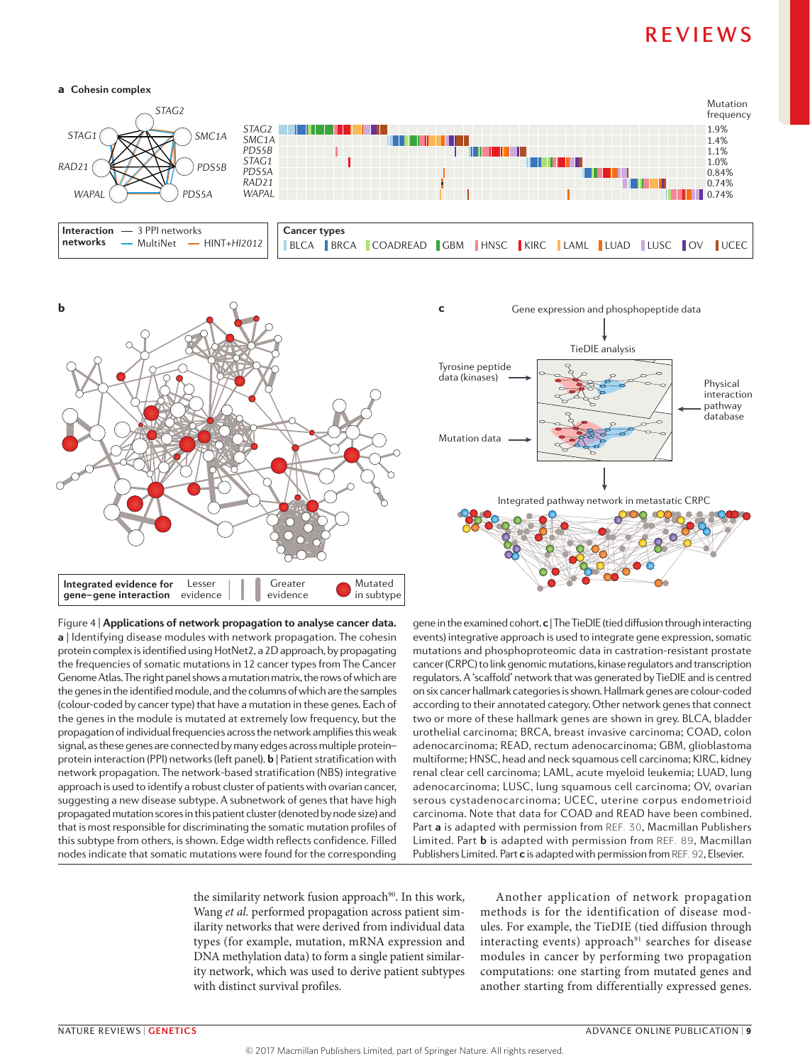Figure 4 | **Applications of network propagation to analyse cancer data. a** | Identifying disease modules with network propagation. The cohesin protein complex is identified using HotNet2, a 2D approach, by propagating the frequencies of somatic mutations in 12 cancer types from The Cancer Genome Atlas. The right panel shows a mutation matrix, the rows of which are the genes in the identified module, and the columns of which are the samples (colour-coded by cancer type) that have a mutation in these genes. Each of the genes in the module is mutated at extremely low frequency, but the propagation of individual frequencies across the network amplifies this weak signal, as these genes are connected by many edges across multiple protein–protein interaction (PPI) networks (left panel). **b** | Patient stratification with network propagation. The network-based stratification (NBS) integrative approach is used to identify a robust cluster of patients with ovarian cancer, suggesting a new disease subtype. A subnetwork of genes that have high propagated mutation scores in this patient cluster (denoted by node size) and that is most responsible for discriminating the somatic mutation profiles of this subtype from others, is shown. Edge width reflects confidence. Filled nodes indicate that somatic mutations were found for the corresponding gene in the examined cohort. **c** | The TieDIE (tied diffusion through interacting events) integrative approach is used to integrate gene expression, somatic mutations and phosphoproteomic data in castration-resistant prostate cancer (CRPC) to link genomic mutations, kinase regulators and transcription regulators. A 'scaffold' network that was generated by TieDIE and is centred on six cancer hallmark categories is shown. Hallmark genes are colour-coded according to their annotated category. Other network genes that connect two or more of these hallmark genes are shown in grey. BLCA, bladder urothelial carcinoma; BRCA, breast invasive carcinoma; COAD, colon adenocarcinoma; READ, rectum adenocarcinoma; GBM, glioblastoma multiforme; HNSC, head and neck squamous cell carcinoma; KIRC, kidney renal clear cell carcinoma; LAML, acute myeloid leukemia; LUAD, lung adenocarcinoma; LUSC, lung squamous cell carcinoma; OV, ovarian serous cystadenocarcinoma; UCEC, uterine corpus endometrioid carcinoma. Note that data for COAD and READ have been combined. Part **a** is adapted with permission from REF. 30, Macmillan Publishers Limited. Part **b** is adapted with permission from REF. 89, Macmillan Publishers Limited. Part **c** is adapted with permission from REF. 92, Elsevier.

the similarity network fusion approach[90]. In this work, Wang *et al.* performed propagation across patient similarity networks that were derived from individual data types (for example, mutation, mRNA expression and DNA methylation data) to form a single patient similarity network, which was used to derive patient subtypes with distinct survival profiles.

Another application of network propagation methods is for the identification of disease modules. For example, the TieDIE (tied diffusion through interacting events) approach[91] searches for disease modules in cancer by performing two propagation computations: one starting from mutated genes and another starting from differentially expressed genes.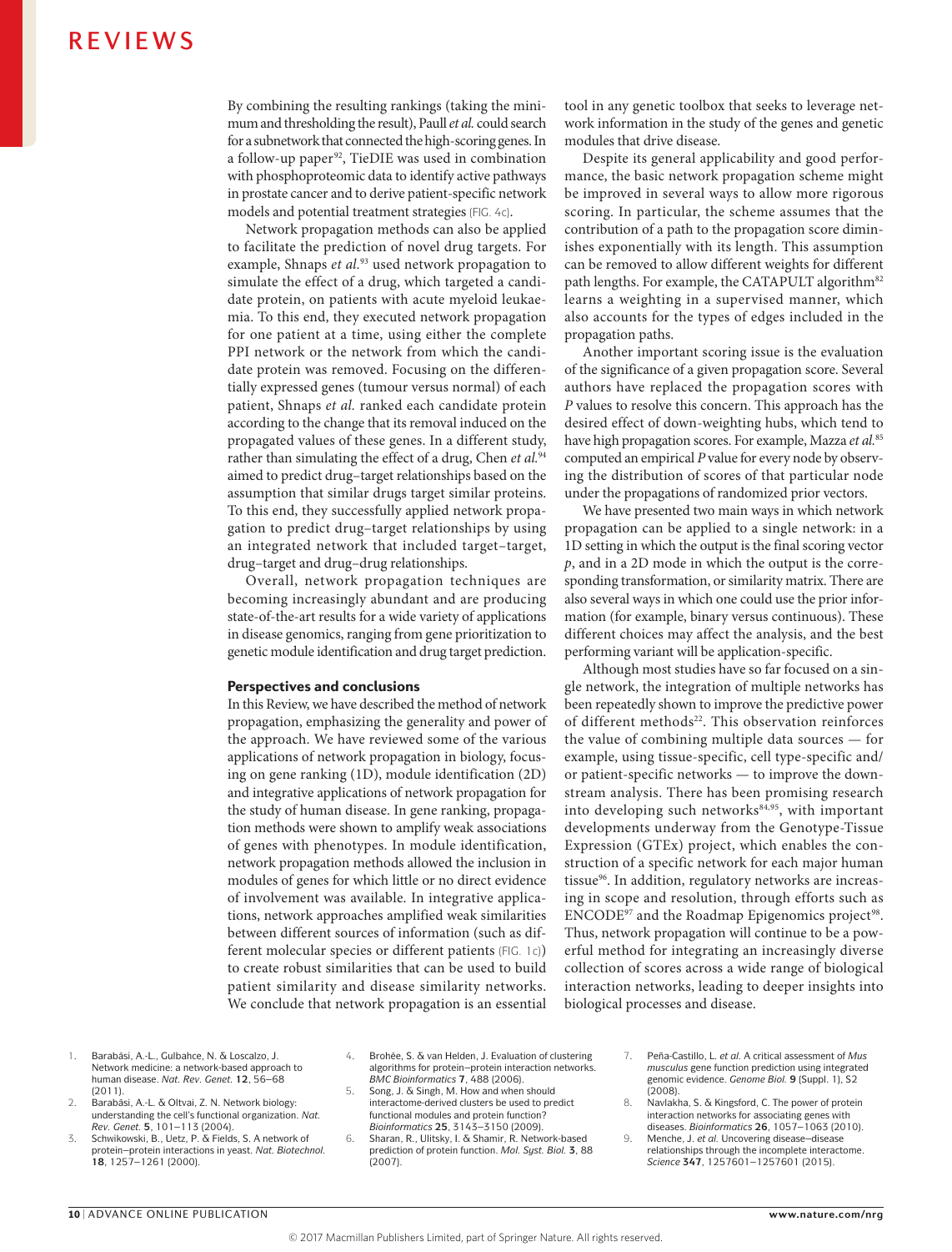By combining the resulting rankings (taking the minimum and thresholding the result), Paull *et al.* could search for a subnetwork that connected the high-scoring genes. In a follow-up paper[92], TieDIE was used in combination with phosphoproteomic data to identify active pathways in prostate cancer and to derive patient-specific network models and potential treatment strategies (FIG. 4c).

Network propagation methods can also be applied to facilitate the prediction of novel drug targets. For example, Shnaps *et al.*[93] used network propagation to simulate the effect of a drug, which targeted a candidate protein, on patients with acute myeloid leukaemia. To this end, they executed network propagation for one patient at a time, using either the complete PPI network or the network from which the candidate protein was removed. Focusing on the differentially expressed genes (tumour versus normal) of each patient, Shnaps *et al.* ranked each candidate protein according to the change that its removal induced on the propagated values of these genes. In a different study, rather than simulating the effect of a drug, Chen *et al.*[94] aimed to predict drug–target relationships based on the assumption that similar drugs target similar proteins. To this end, they successfully applied network propagation to predict drug–target relationships by using an integrated network that included target–target, drug–target and drug–drug relationships.

Overall, network propagation techniques are becoming increasingly abundant and are producing state-of-the-art results for a wide variety of applications in disease genomics, ranging from gene prioritization to genetic module identification and drug target prediction.

## Perspectives and conclusions

In this Review, we have described the method of network propagation, emphasizing the generality and power of the approach. We have reviewed some of the various applications of network propagation in biology, focusing on gene ranking (1D), module identification (2D) and integrative applications of network propagation for the study of human disease. In gene ranking, propagation methods were shown to amplify weak associations of genes with phenotypes. In module identification, network propagation methods allowed the inclusion in modules of genes for which little or no direct evidence of involvement was available. In integrative applications, network approaches amplified weak similarities between different sources of information (such as different molecular species or different patients (FIG. 1c)) to create robust similarities that can be used to build patient similarity and disease similarity networks. We conclude that network propagation is an essential tool in any genetic toolbox that seeks to leverage network information in the study of the genes and genetic modules that drive disease.

Despite its general applicability and good performance, the basic network propagation scheme might be improved in several ways to allow more rigorous scoring. In particular, the scheme assumes that the contribution of a path to the propagation score diminishes exponentially with its length. This assumption can be removed to allow different weights for different path lengths. For example, the CATAPULT algorithm[82] learns a weighting in a supervised manner, which also accounts for the types of edges included in the propagation paths.

Another important scoring issue is the evaluation of the significance of a given propagation score. Several authors have replaced the propagation scores with *P* values to resolve this concern. This approach has the desired effect of down-weighting hubs, which tend to have high propagation scores. For example, Mazza *et al.*[85] computed an empirical *P* value for every node by observing the distribution of scores of that particular node under the propagations of randomized prior vectors.

We have presented two main ways in which network propagation can be applied to a single network: in a 1D setting in which the output is the final scoring vector $p$, and in a 2D mode in which the output is the corresponding transformation, or similarity matrix. There are also several ways in which one could use the prior information (for example, binary versus continuous). These different choices may affect the analysis, and the best performing variant will be application-specific.

Although most studies have so far focused on a single network, the integration of multiple networks has been repeatedly shown to improve the predictive power of different methods[22]. This observation reinforces the value of combining multiple data sources — for example, using tissue-specific, cell type-specific and/or patient-specific networks — to improve the downstream analysis. There has been promising research into developing such networks[84,95], with important developments underway from the Genotype-Tissue Expression (GTEx) project, which enables the construction of a specific network for each major human tissue[96]. In addition, regulatory networks are increasing in scope and resolution, through efforts such as ENCODE[97] and the Roadmap Epigenomics project[98]. Thus, network propagation will continue to be a powerful method for integrating an increasingly diverse collection of scores across a wide range of biological interaction networks, leading to deeper insights into biological processes and disease.

1. Barabási, A.-L., Gulbahce, N. & Loscalzo, J. Network medicine: a network-based approach to human disease. *Nat. Rev. Genet.* **12**, 56–68 (2011).
2. Barabási, A.-L. & Oltvai, Z. N. Network biology: understanding the cell's functional organization. *Nat. Rev. Genet.* **5**, 101–113 (2004).
3. Schwikowski, B., Uetz, P. & Fields, S. A network of protein–protein interactions in yeast. *Nat. Biotechnol.* **18**, 1257–1261 (2000).
4. Brohée, S. & van Helden, J. Evaluation of clustering algorithms for protein–protein interaction networks. *BMC Bioinformatics* **7**, 488 (2006).
5. Song, J. & Singh, M. How and when should interactome-derived clusters be used to predict functional modules and protein function? *Bioinformatics* **25**, 3143–3150 (2009).
6. Sharan, R., Ulitsky, I. & Shamir, R. Network-based prediction of protein function. *Mol. Syst. Biol.* **3**, 88 (2007).
7. Peña-Castillo, L. *et al.* A critical assessment of *Mus musculus* gene function prediction using integrated genomic evidence. *Genome Biol.* **9** (Suppl. 1), S2 (2008).
8. Navlakha, S. & Kingsford, C. The power of protein interaction networks for associating genes with diseases. *Bioinformatics* **26**, 1057–1063 (2010).
9. Menche, J. *et al.* Uncovering disease–disease relationships through the incomplete interactome. *Science* **347**, 1257601–1257601 (2015).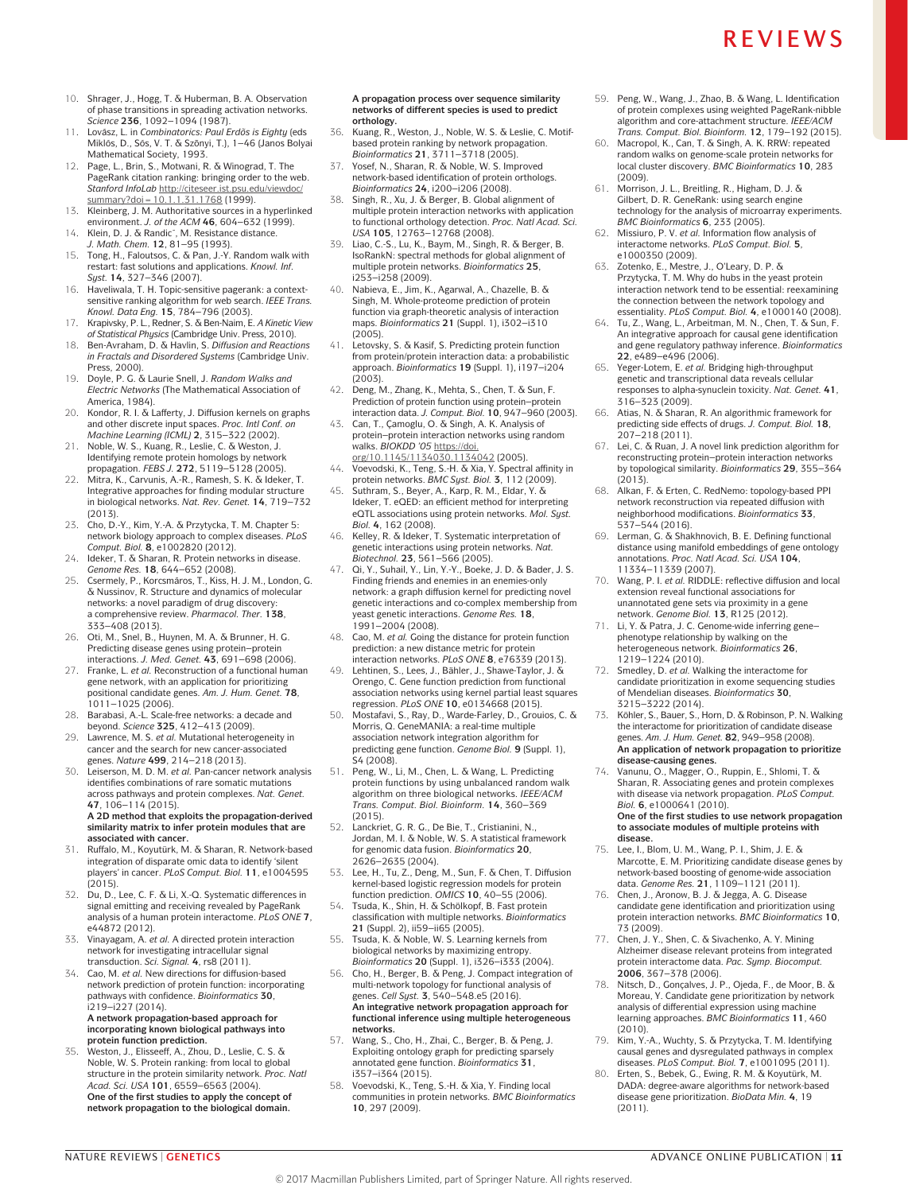10. Shrager, J., Hogg, T. & Huberman, B. A. Observation of phase transitions in spreading activation networks. *Science* **236**, 1092–1094 (1987).
11. Lovász, L. in *Combinatorics: Paul Erdős is Eighty* (eds Miklós, D., Sós, V. T. & Szőnyi, T.), 1–46 (Janos Bolyai Mathematical Society, 1993.
12. Page, L., Brin, S., Motwani, R. & Winograd, T. The PageRank citation ranking: bringing order to the web. *Stanford InfoLab* http://citeseer.ist.psu.edu/viewdoc/summary?doi=10.1.1.31.1768 (1999).
13. Kleinberg, J. M. Authoritative sources in a hyperlinked environment. *J. of the ACM* **46**, 604–632 (1999).
14. Klein, D. J. & Randic´, M. Resistance distance. *J. Math. Chem.* **12**, 81–95 (1993).
15. Tong, H., Faloutsos, C. & Pan, J.-Y. Random walk with restart: fast solutions and applications. *Knowl. Inf. Syst.* **14**, 327–346 (2007).
16. Haveliwala, T. H. Topic-sensitive pagerank: a context-sensitive ranking algorithm for web search. *IEEE Trans. Knowl. Data Eng.* **15**, 784–796 (2003).
17. Krapivsky, P. L., Redner, S. & Ben-Naim, E. *A Kinetic View of Statistical Physics* (Cambridge Univ. Press, 2010).
18. Ben-Avraham, D. & Havlin, S. *Diffusion and Reactions in Fractals and Disordered Systems* (Cambridge Univ. Press, 2000).
19. Doyle, P. G. & Laurie Snell, J. *Random Walks and Electric Networks* (The Mathematical Association of America, 1984).
20. Kondor, R. I. & Lafferty, J. Diffusion kernels on graphs and other discrete input spaces. *Proc. Intl Conf. on Machine Learning (ICML)* **2**, 315–322 (2002).
21. Noble, W. S., Kuang, R., Leslie, C. & Weston, J. Identifying remote protein homologs by network propagation. *FEBS J.* **272**, 5119–5128 (2005).
22. Mitra, K., Carvunis, A.-R., Ramesh, S. K. & Ideker, T. Integrative approaches for finding modular structure in biological networks. *Nat. Rev. Genet.* **14**, 719–732 (2013).
23. Cho, D.-Y., Kim, Y.-A. & Przytycka, T. M. Chapter 5: network biology approach to complex diseases. *PLoS Comput. Biol.* **8**, e1002820 (2012).
24. Ideker, T. & Sharan, R. Protein networks in disease. *Genome Res.* **18**, 644–652 (2008).
25. Csermely, P., Korcsmáros, T., Kiss, H. J. M., London, G. & Nussinov, R. Structure and dynamics of molecular networks: a novel paradigm of drug discovery: a comprehensive review. *Pharmacol. Ther.* **138**, 333–408 (2013).
26. Oti, M., Snel, B., Huynen, M. A. & Brunner, H. G. Predicting disease genes using protein–protein interactions. *J. Med. Genet.* **43**, 691–698 (2006).
27. Franke, L. *et al.* Reconstruction of a functional human gene network, with an application for prioritizing positional candidate genes. *Am. J. Hum. Genet.* **78**, 1011–1025 (2006).
28. Barabasi, A.-L. Scale-free networks: a decade and beyond. *Science* **325**, 412–413 (2009).
29. Lawrence, M. S. *et al.* Mutational heterogeneity in cancer and the search for new cancer-associated genes. *Nature* **499**, 214–218 (2013).
30. Leiserson, M. D. M. *et al.* Pan-cancer network analysis identifies combinations of rare somatic mutations across pathways and protein complexes. *Nat. Genet.* **47**, 106–114 (2015).
    **A 2D method that exploits the propagation-derived similarity matrix to infer protein modules that are associated with cancer.**
31. Ruffalo, M., Koyutürk, M. & Sharan, R. Network-based integration of disparate omic data to identify 'silent players' in cancer. *PLoS Comput. Biol.* **11**, e1004595 (2015).
32. Du, D., Lee, C. F. & Li, X.-Q. Systematic differences in signal emitting and receiving revealed by PageRank analysis of a human protein interactome. *PLoS ONE* **7**, e44872 (2012).
33. Vinayagam, A. *et al.* A directed protein interaction network for investigating intracellular signal transduction. *Sci. Signal.* **4**, rs8 (2011).
34. Cao, M. *et al.* New directions for diffusion-based network prediction of protein function: incorporating pathways with confidence. *Bioinformatics* **30**, i219–i227 (2014).
    **A network propagation-based approach for incorporating known biological pathways into protein function prediction.**
35. Weston, J., Elisseeff, A., Zhou, D., Leslie, C. S. & Noble, W. S. Protein ranking: from local to global structure in the protein similarity network. *Proc. Natl Acad. Sci. USA* **101**, 6559–6563 (2004).
    **One of the first studies to apply the concept of network propagation to the biological domain. A propagation process over sequence similarity networks of different species is used to predict orthology.**
36. Kuang, R., Weston, J., Noble, W. S. & Leslie, C. Motif-based protein ranking by network propagation. *Bioinformatics* **21**, 3711–3718 (2005).
37. Yosef, N., Sharan, R. & Noble, W. S. Improved network-based identification of protein orthologs. *Bioinformatics* **24**, i200–i206 (2008).
38. Singh, R., Xu, J. & Berger, B. Global alignment of multiple protein interaction networks with application to functional orthology detection. *Proc. Natl Acad. Sci. USA* **105**, 12763–12768 (2008).
39. Liao, C.-S., Lu, K., Baym, M., Singh, R. & Berger, B. IsoRankN: spectral methods for global alignment of multiple protein networks. *Bioinformatics* **25**, i253–i258 (2009).
40. Nabieva, E., Jim, K., Agarwal, A., Chazelle, B. & Singh, M. Whole-proteome prediction of protein function via graph-theoretic analysis of interaction maps. *Bioinformatics* **21** (Suppl. 1), i302–i310 (2005).
41. Letovsky, S. & Kasif, S. Predicting protein function from protein/protein interaction data: a probabilistic approach. *Bioinformatics* **19** (Suppl. 1), i197–i204 (2003).
42. Deng, M., Zhang, K., Mehta, S., Chen, T. & Sun, F. Prediction of protein function using protein–protein interaction data. *J. Comput. Biol.* **10**, 947–960 (2003).
43. Can, T., Çamoglu, O. & Singh, A. K. Analysis of protein–protein interaction networks using random walks. *BIOKDD '05* https://doi.org/10.1145/1134030.1134042 (2005).
44. Voevodski, K., Teng, S.-H. & Xia, Y. Spectral affinity in protein networks. *BMC Syst. Biol.* **3**, 112 (2009).
45. Suthram, S., Beyer, A., Karp, R. M., Eldar, Y. & Ideker, T. eQED: an efficient method for interpreting eQTL associations using protein networks. *Mol. Syst. Biol.* **4**, 162 (2008).
46. Kelley, R. & Ideker, T. Systematic interpretation of genetic interactions using protein networks. *Nat. Biotechnol.* **23**, 561–566 (2005).
47. Qi, Y., Suhail, Y., Lin, Y.-Y., Boeke, J. D. & Bader, J. S. Finding friends and enemies in an enemies-only network: a graph diffusion kernel for predicting novel genetic interactions and co-complex membership from yeast genetic interactions. *Genome Res.* **18**, 1991–2004 (2008).
48. Cao, M. *et al.* Going the distance for protein function prediction: a new distance metric for protein interaction networks. *PLoS ONE* **8**, e76339 (2013).
49. Lehtinen, S., Lees, J., Bähler, J., Shawe-Taylor, J. & Orengo, C. Gene function prediction from functional association networks using kernel partial least squares regression. *PLoS ONE* **10**, e0134668 (2015).
50. Mostafavi, S., Ray, D., Warde-Farley, D., Grouios, C. & Morris, Q. GeneMANIA: a real-time multiple association network integration algorithm for predicting gene function. *Genome Biol.* **9** (Suppl. 1), S4 (2008).
51. Peng, W., Li, M., Chen, L. & Wang, L. Predicting protein functions by using unbalanced random walk algorithm on three biological networks. *IEEE/ACM Trans. Comput. Biol. Bioinform.* **14**, 360–369 (2015).
52. Lanckriet, G. R. G., De Bie, T., Cristianini, N., Jordan, M. I. & Noble, W. S. A statistical framework for genomic data fusion. *Bioinformatics* **20**, 2626–2635 (2004).
53. Lee, H., Tu, Z., Deng, M., Sun, F. & Chen, T. Diffusion kernel-based logistic regression models for protein function prediction. *OMICS* **10**, 40–55 (2006).
54. Tsuda, K., Shin, H. & Schölkopf, B. Fast protein classification with multiple networks. *Bioinformatics* **21** (Suppl. 2), ii59–ii65 (2005).
55. Tsuda, K. & Noble, W. S. Learning kernels from biological networks by maximizing entropy. *Bioinformatics* **20** (Suppl. 1), i326–i333 (2004).
56. Cho, H., Berger, B. & Peng, J. Compact integration of multi-network topology for functional analysis of genes. *Cell Syst.* **3**, 540–548.e5 (2016).
    **An integrative network propagation approach for functional inference using multiple heterogeneous networks.**
57. Wang, S., Cho, H., Zhai, C., Berger, B. & Peng, J. Exploiting ontology graph for predicting sparsely annotated gene function. *Bioinformatics* **31**, i357–i364 (2015).
58. Voevodski, K., Teng, S.-H. & Xia, Y. Finding local communities in protein networks. *BMC Bioinformatics* **10**, 297 (2009).
59. Peng, W., Wang, J., Zhao, B. & Wang, L. Identification of protein complexes using weighted PageRank-nibble algorithm and core-attachment structure. *IEEE/ACM Trans. Comput. Biol. Bioinform.* **12**, 179–192 (2015).
60. Macropol, K., Can, T. & Singh, A. K. RRW: repeated random walks on genome-scale protein networks for local cluster discovery. *BMC Bioinformatics* **10**, 283 (2009).
61. Morrison, J. L., Breitling, R., Higham, D. J. & Gilbert, D. R. GeneRank: using search engine technology for the analysis of microarray experiments. *BMC Bioinformatics* **6**, 233 (2005).
62. Missiuro, P. V. *et al.* Information flow analysis of interactome networks. *PLoS Comput. Biol.* **5**, e1000350 (2009).
63. Zotenko, E., Mestre, J., O'Leary, D. P. & Przytycka, T. M. Why do hubs in the yeast protein interaction network tend to be essential: reexamining the connection between the network topology and essentiality. *PLoS Comput. Biol.* **4**, e1000140 (2008).
64. Tu, Z., Wang, L., Arbeitman, M. N., Chen, T. & Sun, F. An integrative approach for causal gene identification and gene regulatory pathway inference. *Bioinformatics* **22**, e489–e496 (2006).
65. Yeger-Lotem, E. *et al.* Bridging high-throughput genetic and transcriptional data reveals cellular responses to alpha-synuclein toxicity. *Nat. Genet.* **41**, 316–323 (2009).
66. Atias, N. & Sharan, R. An algorithmic framework for predicting side effects of drugs. *J. Comput. Biol.* **18**, 207–218 (2011).
67. Lei, C. & Ruan, J. A novel link prediction algorithm for reconstructing protein–protein interaction networks by topological similarity. *Bioinformatics* **29**, 355–364 (2013).
68. Alkan, F. & Erten, C. RedNemo: topology-based PPI network reconstruction via repeated diffusion with neighborhood modifications. *Bioinformatics* **33**, 537–544 (2016).
69. Lerman, G. & Shakhnovich, B. E. Defining functional distance using manifold embeddings of gene ontology annotations. *Proc. Natl Acad. Sci. USA* **104**, 11334–11339 (2007).
70. Wang, P. I. *et al.* RIDDLE: reflective diffusion and local extension reveal functional associations for unannotated gene sets via proximity in a gene network. *Genome Biol.* **13**, R125 (2012).
71. Li, Y. & Patra, J. C. Genome-wide inferring gene–phenotype relationship by walking on the heterogeneous network. *Bioinformatics* **26**, 1219–1224 (2010).
72. Smedley, D. *et al.* Walking the interactome for candidate prioritization in exome sequencing studies of Mendelian diseases. *Bioinformatics* **30**, 3215–3222 (2014).
73. Köhler, S., Bauer, S., Horn, D. & Robinson, P. N. Walking the interactome for prioritization of candidate disease genes. *Am. J. Hum. Genet.* **82**, 949–958 (2008).
    **An application of network propagation to prioritize disease-causing genes.**
74. Vanunu, O., Magger, O., Ruppin, E., Shlomi, T. & Sharan, R. Associating genes and protein complexes with disease via network propagation. *PLoS Comput. Biol.* **6**, e1000641 (2010).
    **One of the first studies to use network propagation to associate modules of multiple proteins with disease.**
75. Lee, I., Blom, U. M., Wang, P. I., Shim, J. E. & Marcotte, E. M. Prioritizing candidate disease genes by network-based boosting of genome-wide association data. *Genome Res.* **21**, 1109–1121 (2011).
76. Chen, J., Aronow, B. J. & Jegga, A. G. Disease candidate gene identification and prioritization using protein interaction networks. *BMC Bioinformatics* **10**, 73 (2009).
77. Chen, J. Y., Shen, C. & Sivachenko, A. Y. Mining Alzheimer disease relevant proteins from integrated protein interactome data. *Pac. Symp. Biocomput.* **2006**, 367–378 (2006).
78. Nitsch, D., Gonçalves, J. P., Ojeda, F., de Moor, B. & Moreau, Y. Candidate gene prioritization by network analysis of differential expression using machine learning approaches. *BMC Bioinformatics* **11**, 460 (2010).
79. Kim, Y.-A., Wuchty, S. & Przytycka, T. M. Identifying causal genes and dysregulated pathways in complex diseases. *PLoS Comput. Biol.* **7**, e1001095 (2011).
80. Erten, S., Bebek, G., Ewing, R. M. & Koyutürk, M. DADA: degree-aware algorithms for network-based disease gene prioritization. *BioData Min.* **4**, 19 (2011).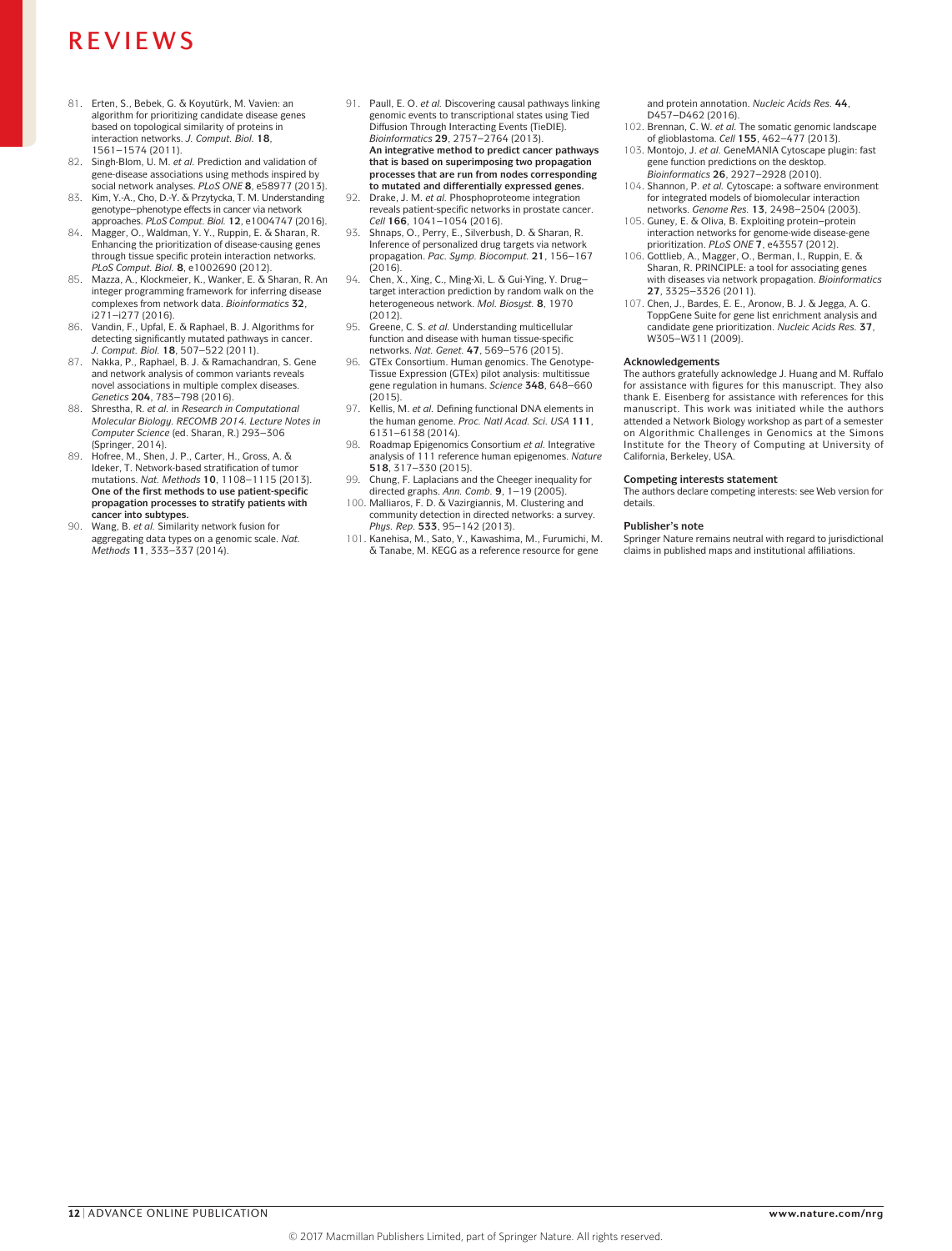81. Erten, S., Bebek, G. & Koyutürk, M. Vavien: an algorithm for prioritizing candidate disease genes based on topological similarity of proteins in interaction networks. *J. Comput. Biol.* **18**, 1561–1574 (2011).
82. Singh-Blom, U. M. *et al.* Prediction and validation of gene-disease associations using methods inspired by social network analyses. *PLoS ONE* **8**, e58977 (2013).
83. Kim, Y.-A., Cho, D.-Y. & Przytycka, T. M. Understanding genotype–phenotype effects in cancer via network approaches. *PLoS Comput. Biol.* **12**, e1004747 (2016).
84. Magger, O., Waldman, Y. Y., Ruppin, E. & Sharan, R. Enhancing the prioritization of disease-causing genes through tissue specific protein interaction networks. *PLoS Comput. Biol.* **8**, e1002690 (2012).
85. Mazza, A., Klockmeier, K., Wanker, E. & Sharan, R. An integer programming framework for inferring disease complexes from network data. *Bioinformatics* **32**, i271–i277 (2016).
86. Vandin, F., Upfal, E. & Raphael, B. J. Algorithms for detecting significantly mutated pathways in cancer. *J. Comput. Biol.* **18**, 507–522 (2011).
87. Nakka, P., Raphael, B. J. & Ramachandran, S. Gene and network analysis of common variants reveals novel associations in multiple complex diseases. *Genetics* **204**, 783–798 (2016).
88. Shrestha, R. *et al.* in *Research in Computational Molecular Biology. RECOMB 2014. Lecture Notes in Computer Science* (ed. Sharan, R.) 293–306 (Springer, 2014).
89. Hofree, M., Shen, J. P., Carter, H., Gross, A. & Ideker, T. Network-based stratification of tumor mutations. *Nat. Methods* **10**, 1108–1115 (2013). **One of the first methods to use patient-specific propagation processes to stratify patients with cancer into subtypes.**
90. Wang, B. *et al.* Similarity network fusion for aggregating data types on a genomic scale. *Nat. Methods* **11**, 333–337 (2014).
91. Paull, E. O. *et al.* Discovering causal pathways linking genomic events to transcriptional states using Tied Diffusion Through Interacting Events (TieDIE). *Bioinformatics* **29**, 2757–2764 (2013). **An integrative method to predict cancer pathways that is based on superimposing two propagation processes that are run from nodes corresponding to mutated and differentially expressed genes.**
92. Drake, J. M. *et al.* Phosphoproteome integration reveals patient-specific networks in prostate cancer. *Cell* **166**, 1041–1054 (2016).
93. Shnaps, O., Perry, E., Silverbush, D. & Sharan, R. Inference of personalized drug targets via network propagation. *Pac. Symp. Biocomput.* **21**, 156–167 (2016).
94. Chen, X., Xing, C., Ming-Xi, L. & Gui-Ying, Y. Drug–target interaction prediction by random walk on the heterogeneous network. *Mol. Biosyst.* **8**, 1970 (2012).
95. Greene, C. S. *et al.* Understanding multicellular function and disease with human tissue-specific networks. *Nat. Genet.* **47**, 569–576 (2015).
96. GTEx Consortium. Human genomics. The Genotype-Tissue Expression (GTEx) pilot analysis: multitissue gene regulation in humans. *Science* **348**, 648–660 (2015).
97. Kellis, M. *et al.* Defining functional DNA elements in the human genome. *Proc. Natl Acad. Sci. USA* **111**, 6131–6138 (2014).
98. Roadmap Epigenomics Consortium *et al.* Integrative analysis of 111 reference human epigenomes. *Nature* **518**, 317–330 (2015).
99. Chung, F. Laplacians and the Cheeger inequality for directed graphs. *Ann. Comb.* **9**, 1–19 (2005).
100. Malliaros, F. D. & Vazirgiannis, M. Clustering and community detection in directed networks: a survey. *Phys. Rep.* **533**, 95–142 (2013).
101. Kanehisa, M., Sato, Y., Kawashima, M., Furumichi, M. & Tanabe, M. KEGG as a reference resource for gene and protein annotation. *Nucleic Acids Res.* **44**, D457–D462 (2016).
102. Brennan, C. W. *et al.* The somatic genomic landscape of glioblastoma. *Cell* **155**, 462–477 (2013).
103. Montojo, J. *et al.* GeneMANIA Cytoscape plugin: fast gene function predictions on the desktop. *Bioinformatics* **26**, 2927–2928 (2010).
104. Shannon, P. *et al.* Cytoscape: a software environment for integrated models of biomolecular interaction networks. *Genome Res.* **13**, 2498–2504 (2003).
105. Guney, E. & Oliva, B. Exploiting protein–protein interaction networks for genome-wide disease-gene prioritization. *PLoS ONE* **7**, e43557 (2012).
106. Gottlieb, A., Magger, O., Berman, I., Ruppin, E. & Sharan, R. PRINCIPLE: a tool for associating genes with diseases via network propagation. *Bioinformatics* **27**, 3325–3326 (2011).
107. Chen, J., Bardes, E. E., Aronow, B. J. & Jegga, A. G. ToppGene Suite for gene list enrichment analysis and candidate gene prioritization. *Nucleic Acids Res.* **37**, W305–W311 (2009).

#### Acknowledgements

The authors gratefully acknowledge J. Huang and M. Ruffalo for assistance with figures for this manuscript. They also thank E. Eisenberg for assistance with references for this manuscript. This work was initiated while the authors attended a Network Biology workshop as part of a semester on Algorithmic Challenges in Genomics at the Simons Institute for the Theory of Computing at University of California, Berkeley, USA.

#### Competing interests statement

The authors declare competing interests: see Web version for details.

#### Publisher's note

Springer Nature remains neutral with regard to jurisdictional claims in published maps and institutional affiliations.